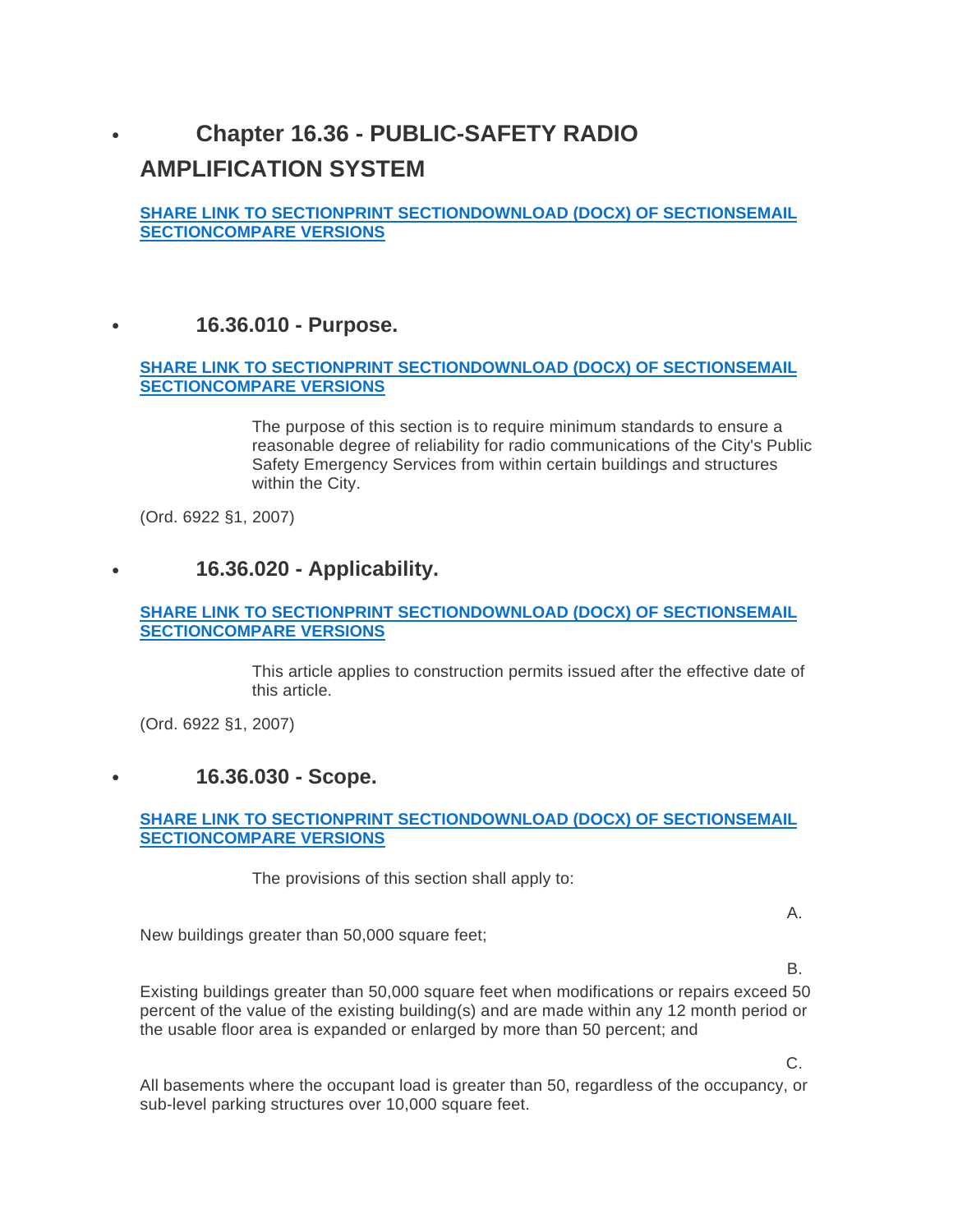# Chapter 16.36 - PUBLIC-SAFETY RADIO AMPLIFICATION SYSTEM

SHARE LINK TO SECTIONPRINT SECTIONDOWNLOAD (DOCX) OF SECTIONSEMAIL SECTIONCOMPARE VERSIONS

## 16.36.010 - Purpose.

SHARE LINK TO SECTIONPRINT SECTIONDOWNLOAD (DOCX) OF SECTIONSEMAIL SECTIONCOMPARE VERSIONS

The purpose of this section is to require minimum standards to ensure a reasonable degree of reliability for radio communications of the City's Public Safety Emergency Services from within certain buildings and structures within the City.

(Ord. 6922 §1, 2007)

## 16.36.020 - Applicability.

SHARE LINK TO SECTIONPRINT SECTIONDOWNLOAD (DOCX) OF SECTIONSEMAIL SECTIONCOMPARE VERSIONS

This article applies to construction permits issued after the effective date of this article.

(Ord. 6922 §1, 2007)

## 16.36.030 - Scope.

SHARE LINK TO SECTIONPRINT SECTIONDOWNLOAD (DOCX) OF SECTIONSEMAIL SECTIONCOMPARE VERSIONS

The provisions of this section shall apply to:

A.

New buildings greater than 50,000 square feet;

B.

Existing buildings greater than 50,000 square feet when modifications or repairs exceed 50 percent of the value of the existing building(s) and are made within any 12 month period or the usable floor area is expanded or enlarged by more than 50 percent; and

C.

All basements where the occupant load is greater than 50, regardless of the occupancy, or sub-level parking structures over 10,000 square feet.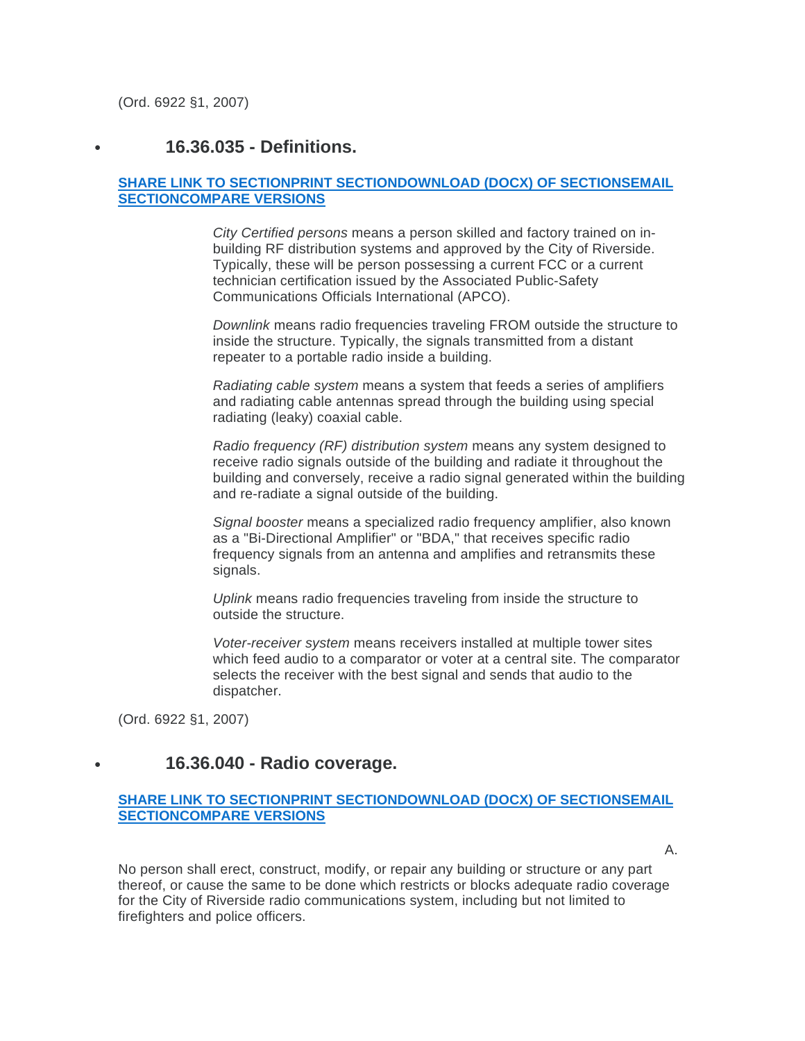(Ord. 6922 §1, 2007)

- ### 16.36.035 - Definitions.

**SHARE LINK TO SECTIONPRINT SECTIONDOWNLOAD (DOCX) OF SECTIONSEMAIL SECTIONCOMPARE VERSIONS**

*City Certified persons* means a person skilled and factory trained on in-building RF distribution systems and approved by the City of Riverside. Typically, these will be person possessing a current FCC or a current technician certification issued by the Associated Public-Safety Communications Officials International (APCO).

*Downlink* means radio frequencies traveling FROM outside the structure to inside the structure. Typically, the signals transmitted from a distant repeater to a portable radio inside a building.

*Radiating cable system* means a system that feeds a series of amplifiers and radiating cable antennas spread through the building using special radiating (leaky) coaxial cable.

*Radio frequency (RF) distribution system* means any system designed to receive radio signals outside of the building and radiate it throughout the building and conversely, receive a radio signal generated within the building and re-radiate a signal outside of the building.

*Signal booster* means a specialized radio frequency amplifier, also known as a "Bi-Directional Amplifier" or "BDA," that receives specific radio frequency signals from an antenna and amplifies and retransmits these signals.

*Uplink* means radio frequencies traveling from inside the structure to outside the structure.

*Voter-receiver system* means receivers installed at multiple tower sites which feed audio to a comparator or voter at a central site. The comparator selects the receiver with the best signal and sends that audio to the dispatcher.

(Ord. 6922 §1, 2007)

- ### 16.36.040 - Radio coverage.

**SHARE LINK TO SECTIONPRINT SECTIONDOWNLOAD (DOCX) OF SECTIONSEMAIL SECTIONCOMPARE VERSIONS**

A.

No person shall erect, construct, modify, or repair any building or structure or any part thereof, or cause the same to be done which restricts or blocks adequate radio coverage for the City of Riverside radio communications system, including but not limited to firefighters and police officers.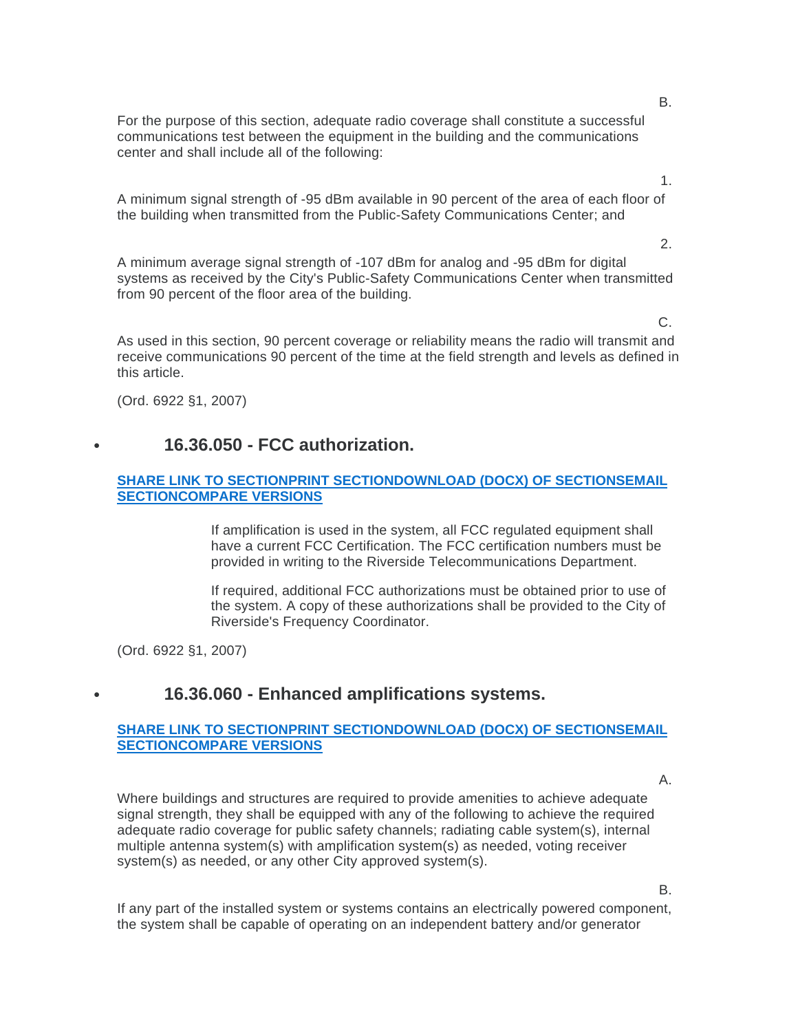B.

For the purpose of this section, adequate radio coverage shall constitute a successful communications test between the equipment in the building and the communications center and shall include all of the following:

1.

A minimum signal strength of -95 dBm available in 90 percent of the area of each floor of the building when transmitted from the Public-Safety Communications Center; and

2.

A minimum average signal strength of -107 dBm for analog and -95 dBm for digital systems as received by the City's Public-Safety Communications Center when transmitted from 90 percent of the floor area of the building.

C.

As used in this section, 90 percent coverage or reliability means the radio will transmit and receive communications 90 percent of the time at the field strength and levels as defined in this article.

(Ord. 6922 §1, 2007)

- ## 16.36.050 - FCC authorization.

**SHARE LINK TO SECTIONPRINT SECTIONDOWNLOAD (DOCX) OF SECTIONSEMAIL SECTIONCOMPARE VERSIONS**

If amplification is used in the system, all FCC regulated equipment shall have a current FCC Certification. The FCC certification numbers must be provided in writing to the Riverside Telecommunications Department.

If required, additional FCC authorizations must be obtained prior to use of the system. A copy of these authorizations shall be provided to the City of Riverside's Frequency Coordinator.

(Ord. 6922 §1, 2007)

- ## 16.36.060 - Enhanced amplifications systems.

**SHARE LINK TO SECTIONPRINT SECTIONDOWNLOAD (DOCX) OF SECTIONSEMAIL SECTIONCOMPARE VERSIONS**

A.

Where buildings and structures are required to provide amenities to achieve adequate signal strength, they shall be equipped with any of the following to achieve the required adequate radio coverage for public safety channels; radiating cable system(s), internal multiple antenna system(s) with amplification system(s) as needed, voting receiver system(s) as needed, or any other City approved system(s).

B.

If any part of the installed system or systems contains an electrically powered component, the system shall be capable of operating on an independent battery and/or generator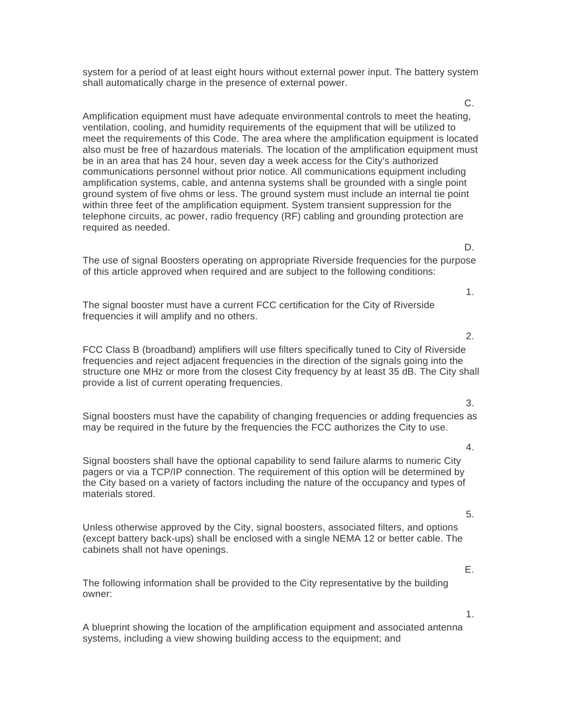system for a period of at least eight hours without external power input. The battery system shall automatically charge in the presence of external power.

C.

Amplification equipment must have adequate environmental controls to meet the heating, ventilation, cooling, and humidity requirements of the equipment that will be utilized to meet the requirements of this Code. The area where the amplification equipment is located also must be free of hazardous materials. The location of the amplification equipment must be in an area that has 24 hour, seven day a week access for the City's authorized communications personnel without prior notice. All communications equipment including amplification systems, cable, and antenna systems shall be grounded with a single point ground system of five ohms or less. The ground system must include an internal tie point within three feet of the amplification equipment. System transient suppression for the telephone circuits, ac power, radio frequency (RF) cabling and grounding protection are required as needed.

D.

The use of signal Boosters operating on appropriate Riverside frequencies for the purpose of this article approved when required and are subject to the following conditions:

1.

The signal booster must have a current FCC certification for the City of Riverside frequencies it will amplify and no others.

2.

FCC Class B (broadband) amplifiers will use filters specifically tuned to City of Riverside frequencies and reject adjacent frequencies in the direction of the signals going into the structure one MHz or more from the closest City frequency by at least 35 dB. The City shall provide a list of current operating frequencies.

3.

Signal boosters must have the capability of changing frequencies or adding frequencies as may be required in the future by the frequencies the FCC authorizes the City to use.

4.

Signal boosters shall have the optional capability to send failure alarms to numeric City pagers or via a TCP/IP connection. The requirement of this option will be determined by the City based on a variety of factors including the nature of the occupancy and types of materials stored.

5.

Unless otherwise approved by the City, signal boosters, associated filters, and options (except battery back-ups) shall be enclosed with a single NEMA 12 or better cable. The cabinets shall not have openings.

E.

The following information shall be provided to the City representative by the building owner:

1.

A blueprint showing the location of the amplification equipment and associated antenna systems, including a view showing building access to the equipment; and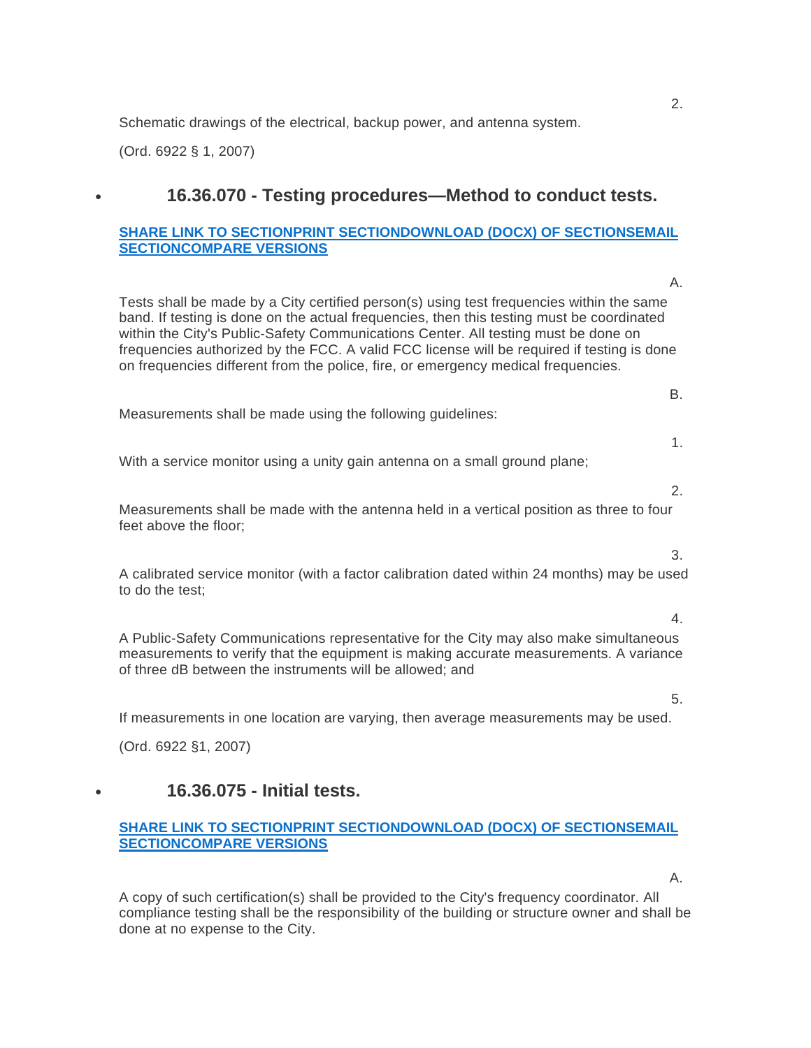2. Schematic drawings of the electrical, backup power, and antenna system.

(Ord. 6922 § 1, 2007)

## 16.36.070 - Testing procedures—Method to conduct tests.

**SHARE LINK TO SECTIONPRINT SECTIONDOWNLOAD (DOCX) OF SECTIONSEMAIL SECTIONCOMPARE VERSIONS**

A. Tests shall be made by a City certified person(s) using test frequencies within the same band. If testing is done on the actual frequencies, then this testing must be coordinated within the City's Public-Safety Communications Center. All testing must be done on frequencies authorized by the FCC. A valid FCC license will be required if testing is done on frequencies different from the police, fire, or emergency medical frequencies.

B. Measurements shall be made using the following guidelines:

1. With a service monitor using a unity gain antenna on a small ground plane;

2. Measurements shall be made with the antenna held in a vertical position as three to four feet above the floor;

3. A calibrated service monitor (with a factor calibration dated within 24 months) may be used to do the test;

4. A Public-Safety Communications representative for the City may also make simultaneous measurements to verify that the equipment is making accurate measurements. A variance of three dB between the instruments will be allowed; and

5. If measurements in one location are varying, then average measurements may be used.

(Ord. 6922 §1, 2007)

## 16.36.075 - Initial tests.

**SHARE LINK TO SECTIONPRINT SECTIONDOWNLOAD (DOCX) OF SECTIONSEMAIL SECTIONCOMPARE VERSIONS**

A. A copy of such certification(s) shall be provided to the City's frequency coordinator. All compliance testing shall be the responsibility of the building or structure owner and shall be done at no expense to the City.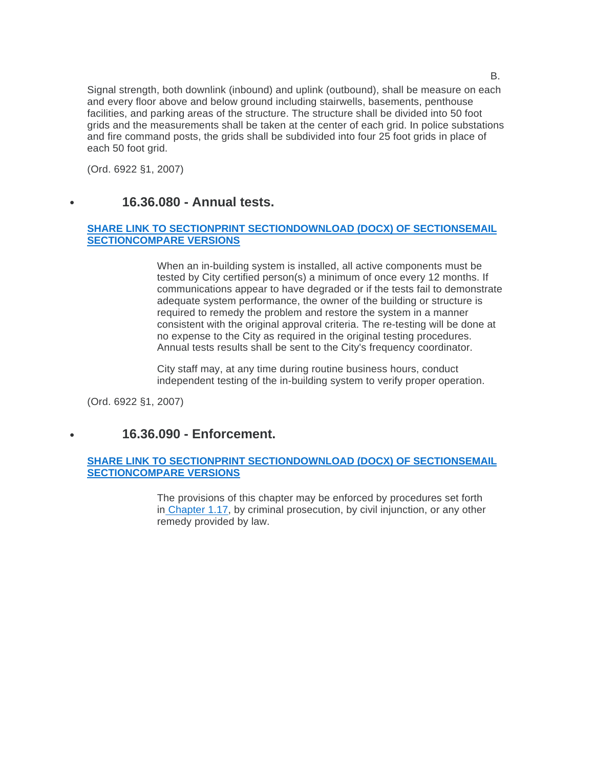B.

Signal strength, both downlink (inbound) and uplink (outbound), shall be measure on each and every floor above and below ground including stairwells, basements, penthouse facilities, and parking areas of the structure. The structure shall be divided into 50 foot grids and the measurements shall be taken at the center of each grid. In police substations and fire command posts, the grids shall be subdivided into four 25 foot grids in place of each 50 foot grid.

(Ord. 6922 §1, 2007)

- ### 16.36.080 - Annual tests.

**SHARE LINK TO SECTIONPRINT SECTIONDOWNLOAD (DOCX) OF SECTIONSEMAIL SECTIONCOMPARE VERSIONS**

When an in-building system is installed, all active components must be tested by City certified person(s) a minimum of once every 12 months. If communications appear to have degraded or if the tests fail to demonstrate adequate system performance, the owner of the building or structure is required to remedy the problem and restore the system in a manner consistent with the original approval criteria. The re-testing will be done at no expense to the City as required in the original testing procedures. Annual tests results shall be sent to the City's frequency coordinator.

City staff may, at any time during routine business hours, conduct independent testing of the in-building system to verify proper operation.

(Ord. 6922 §1, 2007)

- ### 16.36.090 - Enforcement.

**SHARE LINK TO SECTIONPRINT SECTIONDOWNLOAD (DOCX) OF SECTIONSEMAIL SECTIONCOMPARE VERSIONS**

The provisions of this chapter may be enforced by procedures set forth in Chapter 1.17, by criminal prosecution, by civil injunction, or any other remedy provided by law.